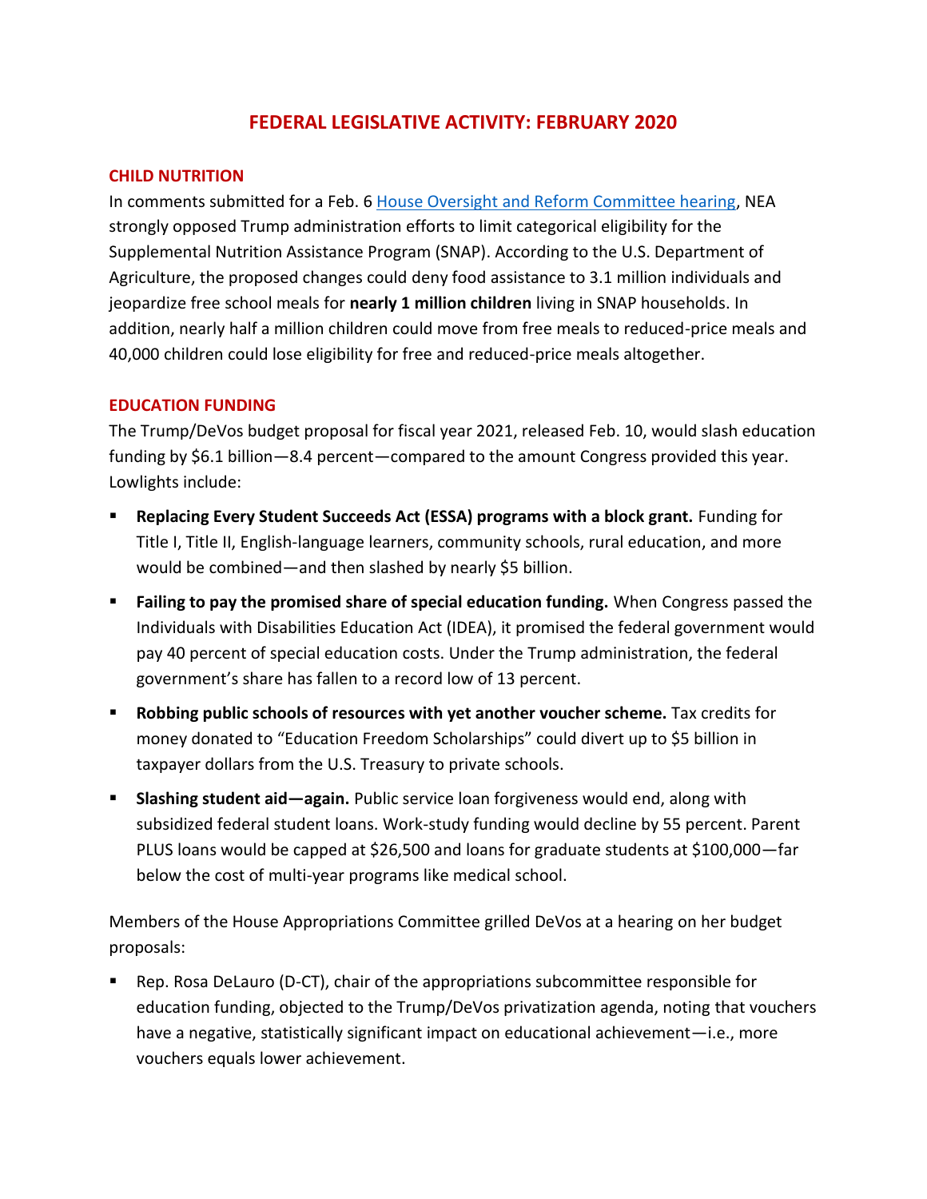# FEDERAL LEGISLATIVE ACTIVITY: FEBRUARY 2020

## CHILD NUTRITION

In comments submitted for a Feb. 6 [House Oversight and Reform Committee hearing](), NEA strongly opposed Trump administration efforts to limit categorical eligibility for the Supplemental Nutrition Assistance Program (SNAP). According to the U.S. Department of Agriculture, the proposed changes could deny food assistance to 3.1 million individuals and jeopardize free school meals for **nearly 1 million children** living in SNAP households. In addition, nearly half a million children could move from free meals to reduced-price meals and 40,000 children could lose eligibility for free and reduced-price meals altogether.

## EDUCATION FUNDING

The Trump/DeVos budget proposal for fiscal year 2021, released Feb. 10, would slash education funding by $6.1 billion—8.4 percent—compared to the amount Congress provided this year. Lowlights include:

- **Replacing Every Student Succeeds Act (ESSA) programs with a block grant.** Funding for Title I, Title II, English-language learners, community schools, rural education, and more would be combined—and then slashed by nearly $5 billion.
- **Failing to pay the promised share of special education funding.** When Congress passed the Individuals with Disabilities Education Act (IDEA), it promised the federal government would pay 40 percent of special education costs. Under the Trump administration, the federal government's share has fallen to a record low of 13 percent.
- **Robbing public schools of resources with yet another voucher scheme.** Tax credits for money donated to "Education Freedom Scholarships" could divert up to $5 billion in taxpayer dollars from the U.S. Treasury to private schools.
- **Slashing student aid—again.** Public service loan forgiveness would end, along with subsidized federal student loans. Work-study funding would decline by 55 percent. Parent PLUS loans would be capped at $26,500 and loans for graduate students at $100,000—far below the cost of multi-year programs like medical school.

Members of the House Appropriations Committee grilled DeVos at a hearing on her budget proposals:

- Rep. Rosa DeLauro (D-CT), chair of the appropriations subcommittee responsible for education funding, objected to the Trump/DeVos privatization agenda, noting that vouchers have a negative, statistically significant impact on educational achievement—i.e., more vouchers equals lower achievement.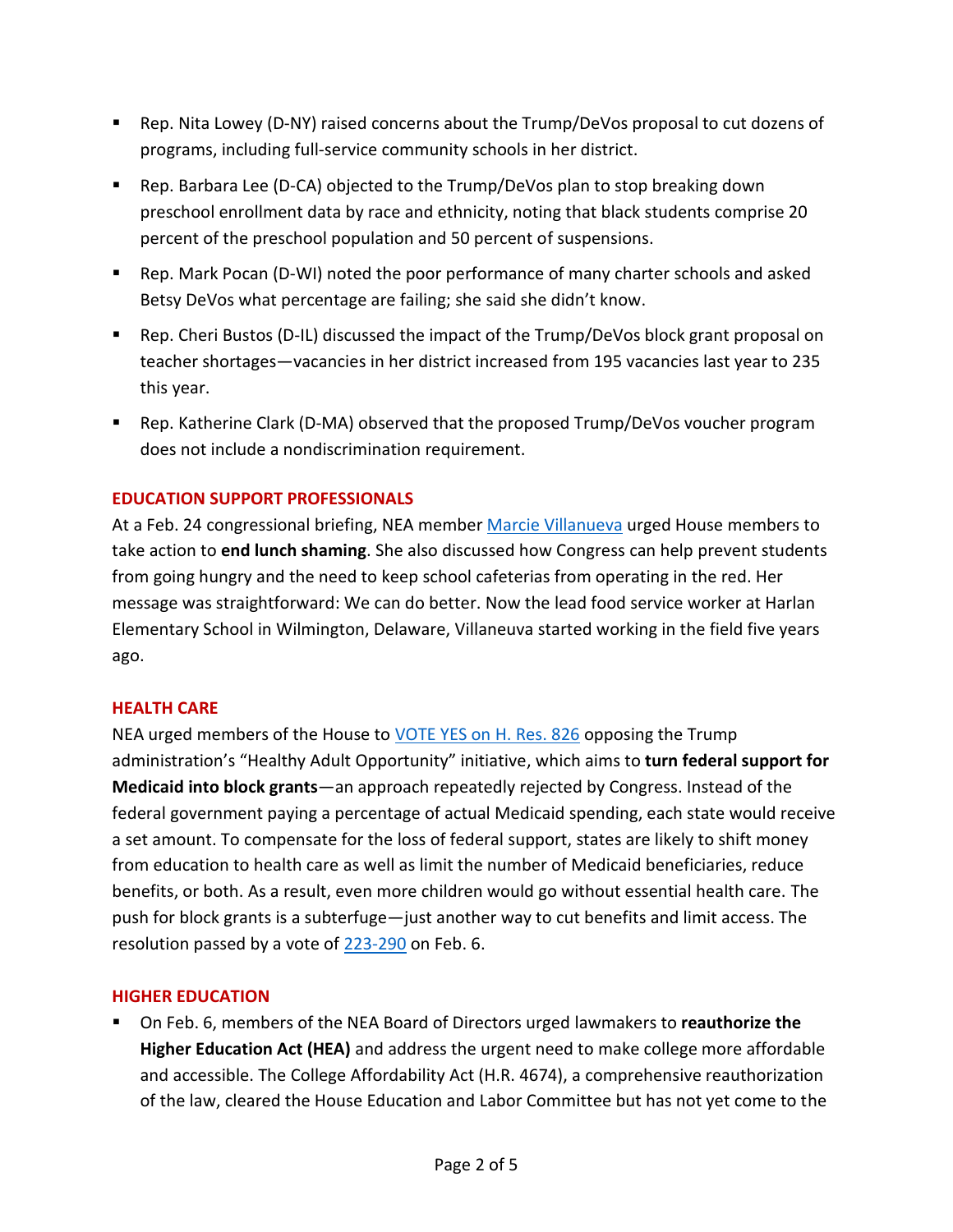- Rep. Nita Lowey (D-NY) raised concerns about the Trump/DeVos proposal to cut dozens of programs, including full-service community schools in her district.
- Rep. Barbara Lee (D-CA) objected to the Trump/DeVos plan to stop breaking down preschool enrollment data by race and ethnicity, noting that black students comprise 20 percent of the preschool population and 50 percent of suspensions.
- Rep. Mark Pocan (D-WI) noted the poor performance of many charter schools and asked Betsy DeVos what percentage are failing; she said she didn't know.
- Rep. Cheri Bustos (D-IL) discussed the impact of the Trump/DeVos block grant proposal on teacher shortages—vacancies in her district increased from 195 vacancies last year to 235 this year.
- Rep. Katherine Clark (D-MA) observed that the proposed Trump/DeVos voucher program does not include a nondiscrimination requirement.

## EDUCATION SUPPORT PROFESSIONALS

At a Feb. 24 congressional briefing, NEA member Marcie Villanueva urged House members to take action to **end lunch shaming**. She also discussed how Congress can help prevent students from going hungry and the need to keep school cafeterias from operating in the red. Her message was straightforward: We can do better. Now the lead food service worker at Harlan Elementary School in Wilmington, Delaware, Villanueva started working in the field five years ago.

## HEALTH CARE

NEA urged members of the House to VOTE YES on H. Res. 826 opposing the Trump administration's "Healthy Adult Opportunity" initiative, which aims to **turn federal support for Medicaid into block grants**—an approach repeatedly rejected by Congress. Instead of the federal government paying a percentage of actual Medicaid spending, each state would receive a set amount. To compensate for the loss of federal support, states are likely to shift money from education to health care as well as limit the number of Medicaid beneficiaries, reduce benefits, or both. As a result, even more children would go without essential health care. The push for block grants is a subterfuge—just another way to cut benefits and limit access. The resolution passed by a vote of 223-290 on Feb. 6.

## HIGHER EDUCATION

- On Feb. 6, members of the NEA Board of Directors urged lawmakers to **reauthorize the Higher Education Act (HEA)** and address the urgent need to make college more affordable and accessible. The College Affordability Act (H.R. 4674), a comprehensive reauthorization of the law, cleared the House Education and Labor Committee but has not yet come to the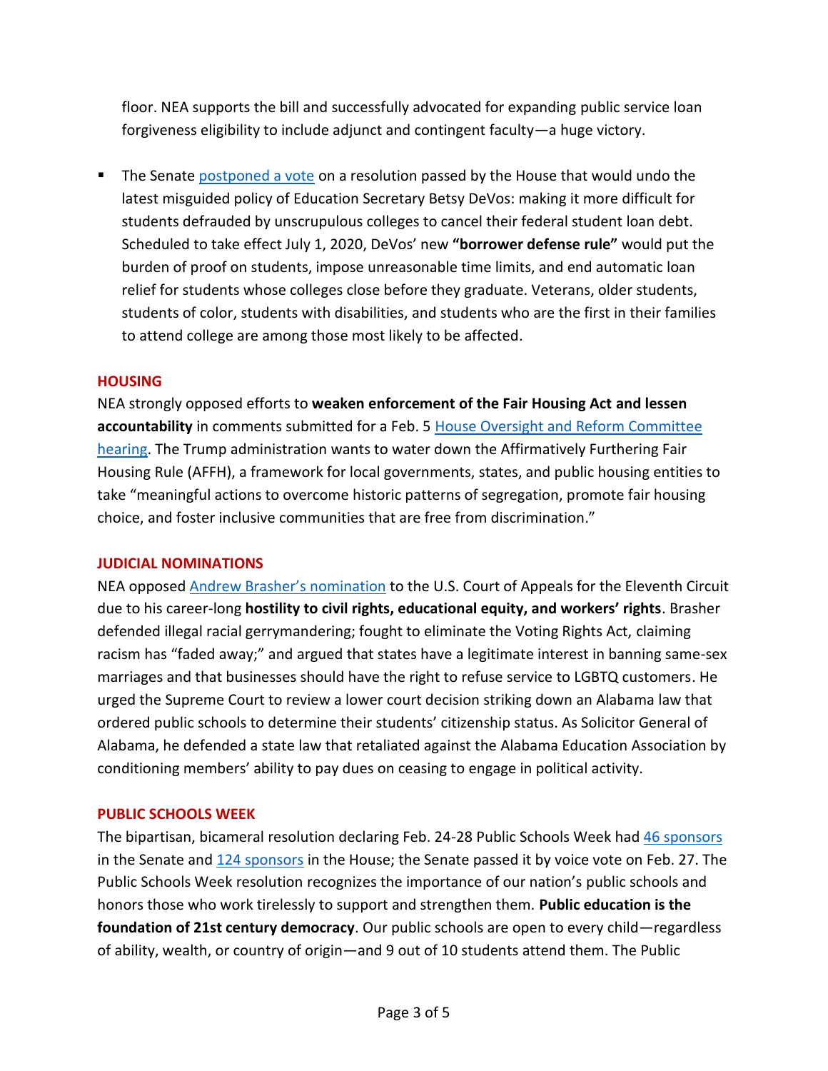floor. NEA supports the bill and successfully advocated for expanding public service loan forgiveness eligibility to include adjunct and contingent faculty—a huge victory.

- The Senate postponed a vote on a resolution passed by the House that would undo the latest misguided policy of Education Secretary Betsy DeVos: making it more difficult for students defrauded by unscrupulous colleges to cancel their federal student loan debt. Scheduled to take effect July 1, 2020, DeVos' new **"borrower defense rule"** would put the burden of proof on students, impose unreasonable time limits, and end automatic loan relief for students whose colleges close before they graduate. Veterans, older students, students of color, students with disabilities, and students who are the first in their families to attend college are among those most likely to be affected.

## HOUSING

NEA strongly opposed efforts to **weaken enforcement of the Fair Housing Act and lessen accountability** in comments submitted for a Feb. 5 House Oversight and Reform Committee hearing. The Trump administration wants to water down the Affirmatively Furthering Fair Housing Rule (AFFH), a framework for local governments, states, and public housing entities to take "meaningful actions to overcome historic patterns of segregation, promote fair housing choice, and foster inclusive communities that are free from discrimination."

## JUDICIAL NOMINATIONS

NEA opposed Andrew Brasher's nomination to the U.S. Court of Appeals for the Eleventh Circuit due to his career-long **hostility to civil rights, educational equity, and workers' rights**. Brasher defended illegal racial gerrymandering; fought to eliminate the Voting Rights Act, claiming racism has "faded away;" and argued that states have a legitimate interest in banning same-sex marriages and that businesses should have the right to refuse service to LGBTQ customers. He urged the Supreme Court to review a lower court decision striking down an Alabama law that ordered public schools to determine their students' citizenship status. As Solicitor General of Alabama, he defended a state law that retaliated against the Alabama Education Association by conditioning members' ability to pay dues on ceasing to engage in political activity.

## PUBLIC SCHOOLS WEEK

The bipartisan, bicameral resolution declaring Feb. 24-28 Public Schools Week had 46 sponsors in the Senate and 124 sponsors in the House; the Senate passed it by voice vote on Feb. 27. The Public Schools Week resolution recognizes the importance of our nation's public schools and honors those who work tirelessly to support and strengthen them. **Public education is the foundation of 21st century democracy**. Our public schools are open to every child—regardless of ability, wealth, or country of origin—and 9 out of 10 students attend them. The Public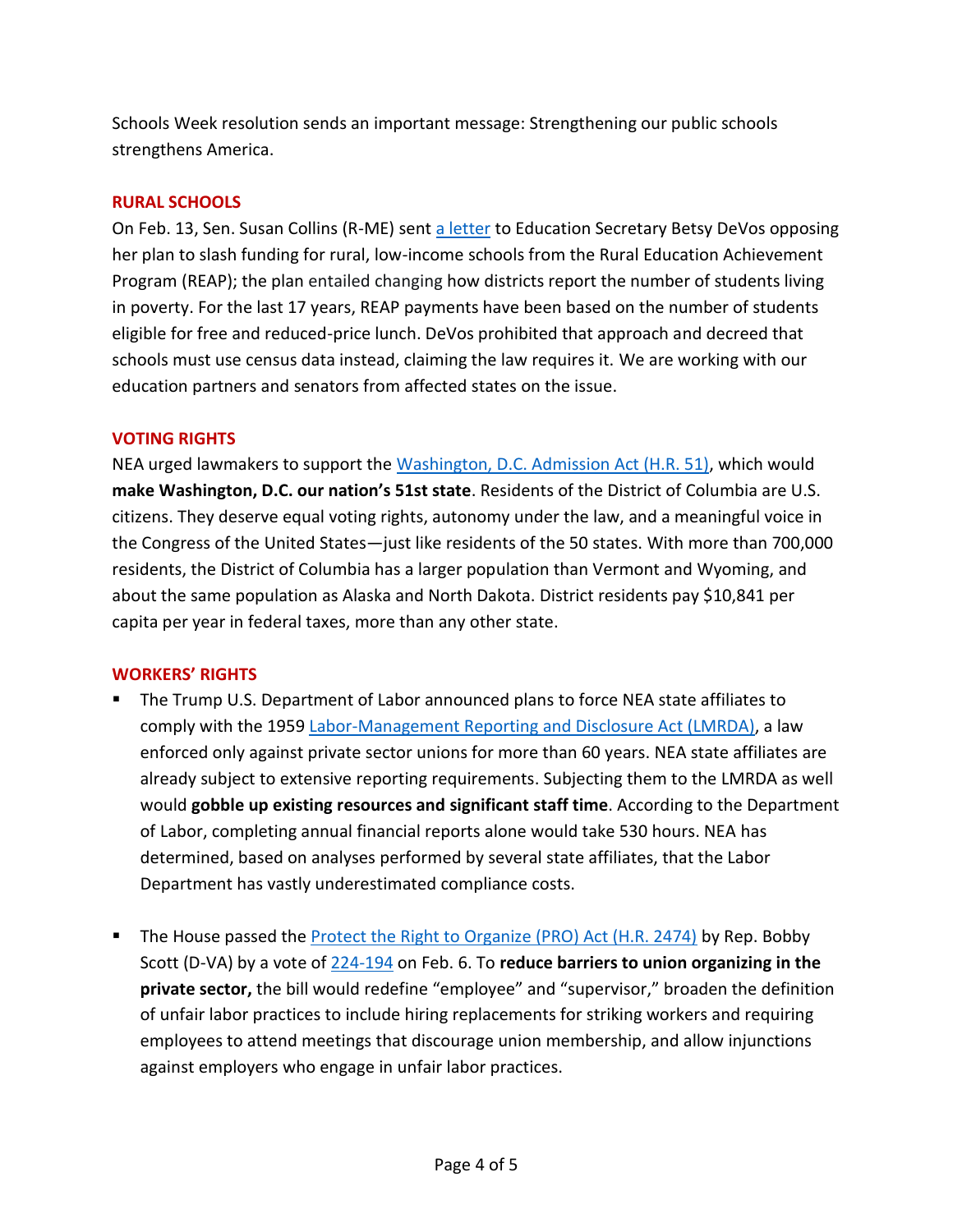Schools Week resolution sends an important message: Strengthening our public schools strengthens America.

## RURAL SCHOOLS

On Feb. 13, Sen. Susan Collins (R-ME) sent a letter to Education Secretary Betsy DeVos opposing her plan to slash funding for rural, low-income schools from the Rural Education Achievement Program (REAP); the plan entailed changing how districts report the number of students living in poverty. For the last 17 years, REAP payments have been based on the number of students eligible for free and reduced-price lunch. DeVos prohibited that approach and decreed that schools must use census data instead, claiming the law requires it. We are working with our education partners and senators from affected states on the issue.

## VOTING RIGHTS

NEA urged lawmakers to support the Washington, D.C. Admission Act (H.R. 51), which would **make Washington, D.C. our nation's 51st state**. Residents of the District of Columbia are U.S. citizens. They deserve equal voting rights, autonomy under the law, and a meaningful voice in the Congress of the United States—just like residents of the 50 states. With more than 700,000 residents, the District of Columbia has a larger population than Vermont and Wyoming, and about the same population as Alaska and North Dakota. District residents pay $10,841 per capita per year in federal taxes, more than any other state.

## WORKERS' RIGHTS

- The Trump U.S. Department of Labor announced plans to force NEA state affiliates to comply with the 1959 Labor-Management Reporting and Disclosure Act (LMRDA), a law enforced only against private sector unions for more than 60 years. NEA state affiliates are already subject to extensive reporting requirements. Subjecting them to the LMRDA as well would **gobble up existing resources and significant staff time**. According to the Department of Labor, completing annual financial reports alone would take 530 hours. NEA has determined, based on analyses performed by several state affiliates, that the Labor Department has vastly underestimated compliance costs.

- The House passed the Protect the Right to Organize (PRO) Act (H.R. 2474) by Rep. Bobby Scott (D-VA) by a vote of 224-194 on Feb. 6. To **reduce barriers to union organizing in the private sector,** the bill would redefine "employee" and "supervisor," broaden the definition of unfair labor practices to include hiring replacements for striking workers and requiring employees to attend meetings that discourage union membership, and allow injunctions against employers who engage in unfair labor practices.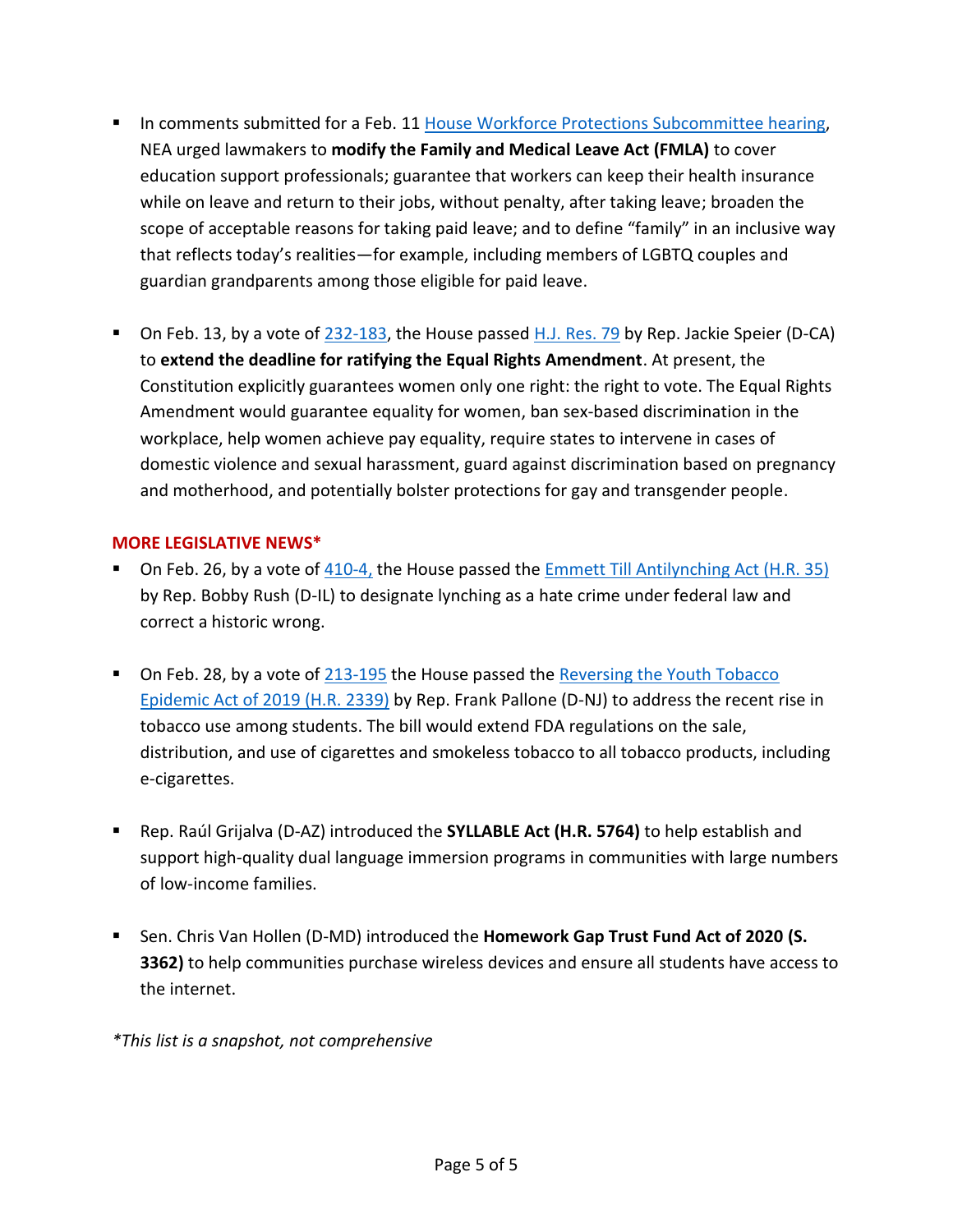- In comments submitted for a Feb. 11 [House Workforce Protections Subcommittee hearing](), NEA urged lawmakers to **modify the Family and Medical Leave Act (FMLA)** to cover education support professionals; guarantee that workers can keep their health insurance while on leave and return to their jobs, without penalty, after taking leave; broaden the scope of acceptable reasons for taking paid leave; and to define "family" in an inclusive way that reflects today's realities—for example, including members of LGBTQ couples and guardian grandparents among those eligible for paid leave.

- On Feb. 13, by a vote of 232-183, the House passed H.J. Res. 79 by Rep. Jackie Speier (D-CA) to **extend the deadline for ratifying the Equal Rights Amendment**. At present, the Constitution explicitly guarantees women only one right: the right to vote. The Equal Rights Amendment would guarantee equality for women, ban sex-based discrimination in the workplace, help women achieve pay equality, require states to intervene in cases of domestic violence and sexual harassment, guard against discrimination based on pregnancy and motherhood, and potentially bolster protections for gay and transgender people.

**MORE LEGISLATIVE NEWS***

- On Feb. 26, by a vote of 410-4, the House passed the Emmett Till Antilynching Act (H.R. 35) by Rep. Bobby Rush (D-IL) to designate lynching as a hate crime under federal law and correct a historic wrong.

- On Feb. 28, by a vote of 213-195 the House passed the Reversing the Youth Tobacco Epidemic Act of 2019 (H.R. 2339) by Rep. Frank Pallone (D-NJ) to address the recent rise in tobacco use among students. The bill would extend FDA regulations on the sale, distribution, and use of cigarettes and smokeless tobacco to all tobacco products, including e-cigarettes.

- Rep. Raúl Grijalva (D-AZ) introduced the **SYLLABLE Act (H.R. 5764)** to help establish and support high-quality dual language immersion programs in communities with large numbers of low-income families.

- Sen. Chris Van Hollen (D-MD) introduced the **Homework Gap Trust Fund Act of 2020 (S. 3362)** to help communities purchase wireless devices and ensure all students have access to the internet.

*\*This list is a snapshot, not comprehensive*